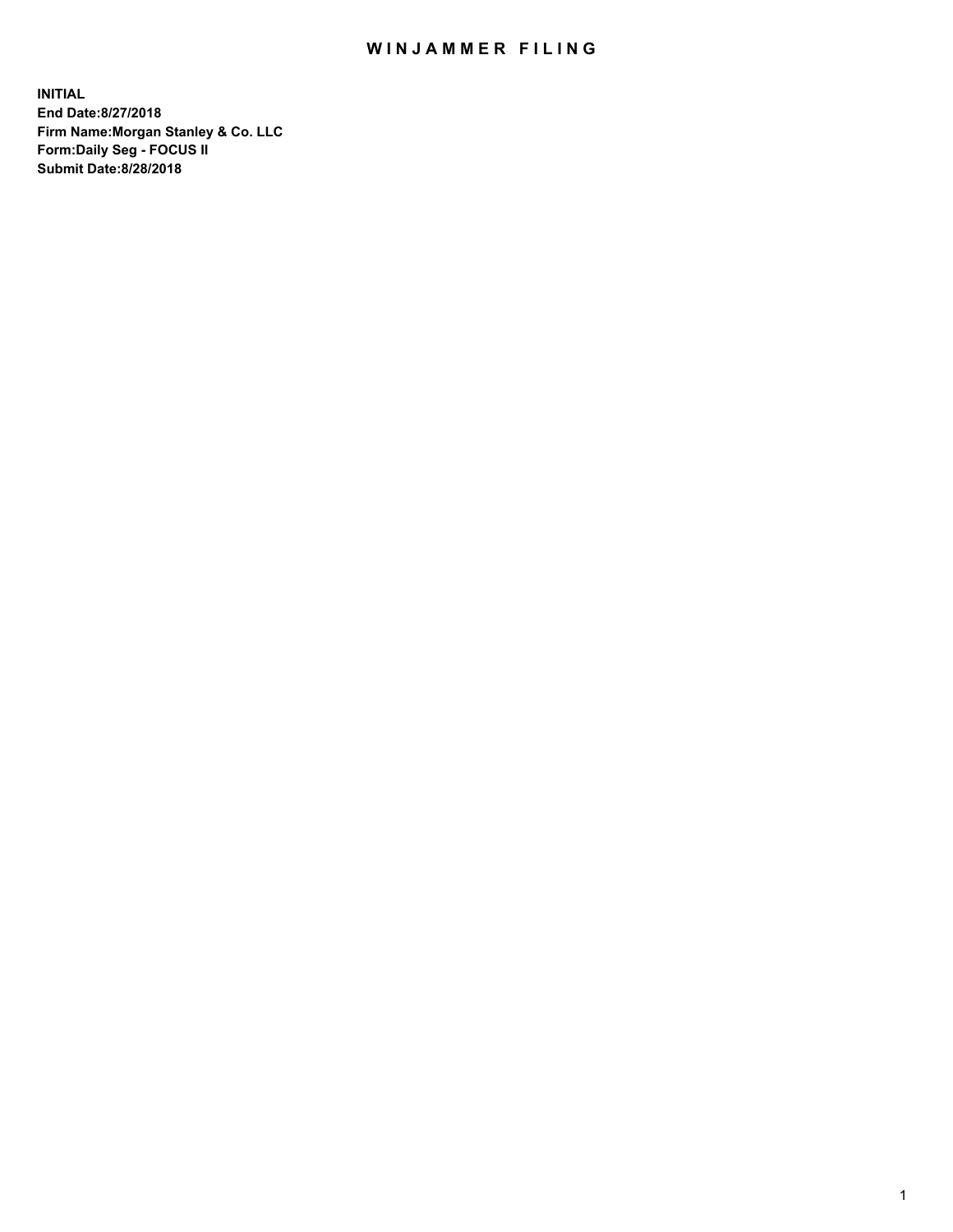# WINJAMMER FILING

**INITIAL**
**End Date:8/27/2018**
**Firm Name:Morgan Stanley & Co. LLC**
**Form:Daily Seg - FOCUS II**
**Submit Date:8/28/2018**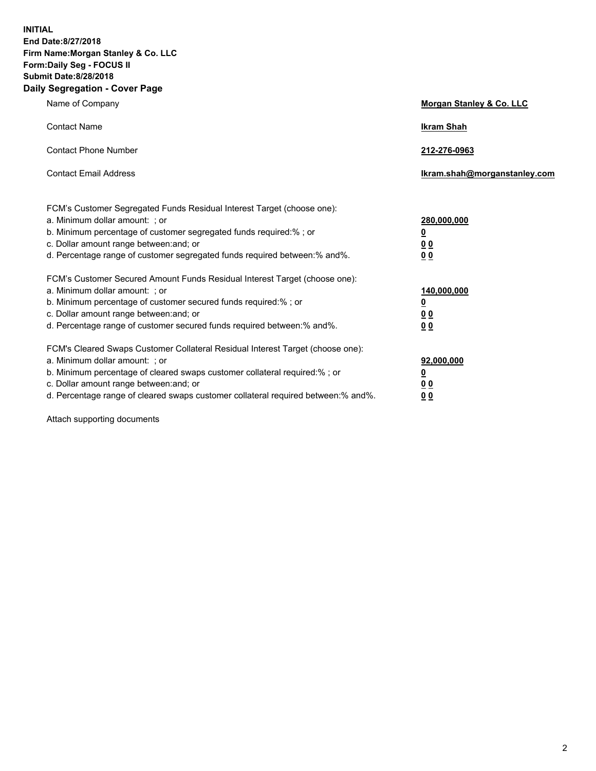**INITIAL**
**End Date:8/27/2018**
**Firm Name:Morgan Stanley & Co. LLC**
**Form:Daily Seg - FOCUS II**
**Submit Date:8/28/2018**

## Daily Segregation - Cover Page

| | |
|---|---|
| Name of Company | **Morgan Stanley & Co. LLC** |
| Contact Name | **Ikram Shah** |
| Contact Phone Number | **212-276-0963** |
| Contact Email Address | **Ikram.shah@morganstanley.com** |

| | |
|---|---|
| FCM's Customer Segregated Funds Residual Interest Target (choose one): | |
| a. Minimum dollar amount: ; or | **280,000,000** |
| b. Minimum percentage of customer segregated funds required:% ; or | **0** |
| c. Dollar amount range between:and; or | **0 0** |
| d. Percentage range of customer segregated funds required between:% and%. | **0 0** |
| FCM's Customer Secured Amount Funds Residual Interest Target (choose one): | |
| a. Minimum dollar amount: ; or | **140,000,000** |
| b. Minimum percentage of customer secured funds required:% ; or | **0** |
| c. Dollar amount range between:and; or | **0 0** |
| d. Percentage range of customer secured funds required between:% and%. | **0 0** |
| FCM's Cleared Swaps Customer Collateral Residual Interest Target (choose one): | |
| a. Minimum dollar amount: ; or | **92,000,000** |
| b. Minimum percentage of cleared swaps customer collateral required:% ; or | **0** |
| c. Dollar amount range between:and; or | **0 0** |
| d. Percentage range of cleared swaps customer collateral required between:% and%. | **0 0** |

Attach supporting documents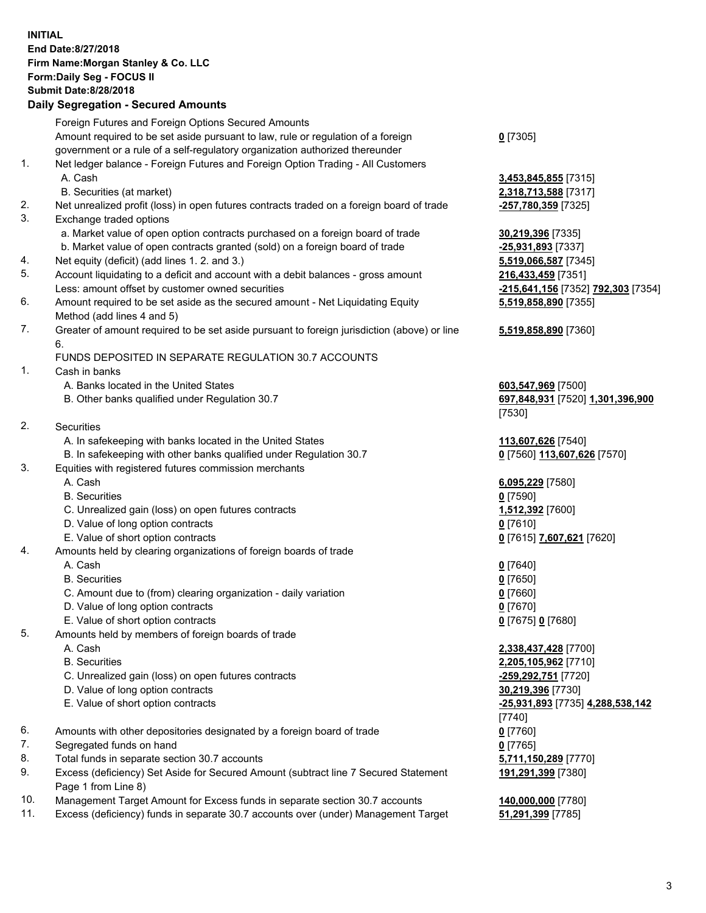**INITIAL**
**End Date:8/27/2018**
**Firm Name:Morgan Stanley & Co. LLC**
**Form:Daily Seg - FOCUS II**
**Submit Date:8/28/2018**

## Daily Segregation - Secured Amounts

| | | |
|---|---|---|
| | Foreign Futures and Foreign Options Secured Amounts | |
| | Amount required to be set aside pursuant to law, rule or regulation of a foreign government or a rule of a self-regulatory organization authorized thereunder | **0** [7305] |
| 1. | Net ledger balance - Foreign Futures and Foreign Option Trading - All Customers | |
| | A. Cash | **3,453,845,855** [7315] |
| | B. Securities (at market) | **2,318,713,588** [7317] |
| 2. | Net unrealized profit (loss) in open futures contracts traded on a foreign board of trade | **-257,780,359** [7325] |
| 3. | Exchange traded options | |
| | a. Market value of open option contracts purchased on a foreign board of trade | **30,219,396** [7335] |
| | b. Market value of open contracts granted (sold) on a foreign board of trade | **-25,931,893** [7337] |
| 4. | Net equity (deficit) (add lines 1. 2. and 3.) | **5,519,066,587** [7345] |
| 5. | Account liquidating to a deficit and account with a debit balances - gross amount | **216,433,459** [7351] |
| | Less: amount offset by customer owned securities | **-215,641,156** [7352] **792,303** [7354] |
| 6. | Amount required to be set aside as the secured amount - Net Liquidating Equity Method (add lines 4 and 5) | **5,519,858,890** [7355] |
| 7. | Greater of amount required to be set aside pursuant to foreign jurisdiction (above) or line 6. | **5,519,858,890** [7360] |
| | FUNDS DEPOSITED IN SEPARATE REGULATION 30.7 ACCOUNTS | |
| 1. | Cash in banks | |
| | A. Banks located in the United States | **603,547,969** [7500] |
| | B. Other banks qualified under Regulation 30.7 | **697,848,931** [7520] **1,301,396,900** [7530] |
| 2. | Securities | |
| | A. In safekeeping with banks located in the United States | **113,607,626** [7540] |
| | B. In safekeeping with other banks qualified under Regulation 30.7 | **0** [7560] **113,607,626** [7570] |
| 3. | Equities with registered futures commission merchants | |
| | A. Cash | **6,095,229** [7580] |
| | B. Securities | **0** [7590] |
| | C. Unrealized gain (loss) on open futures contracts | **1,512,392** [7600] |
| | D. Value of long option contracts | **0** [7610] |
| | E. Value of short option contracts | **0** [7615] **7,607,621** [7620] |
| 4. | Amounts held by clearing organizations of foreign boards of trade | |
| | A. Cash | **0** [7640] |
| | B. Securities | **0** [7650] |
| | C. Amount due to (from) clearing organization - daily variation | **0** [7660] |
| | D. Value of long option contracts | **0** [7670] |
| | E. Value of short option contracts | **0** [7675] **0** [7680] |
| 5. | Amounts held by members of foreign boards of trade | |
| | A. Cash | **2,338,437,428** [7700] |
| | B. Securities | **2,205,105,962** [7710] |
| | C. Unrealized gain (loss) on open futures contracts | **-259,292,751** [7720] |
| | D. Value of long option contracts | **30,219,396** [7730] |
| | E. Value of short option contracts | **-25,931,893** [7735] **4,288,538,142** [7740] |
| 6. | Amounts with other depositories designated by a foreign board of trade | **0** [7760] |
| 7. | Segregated funds on hand | **0** [7765] |
| 8. | Total funds in separate section 30.7 accounts | **5,711,150,289** [7770] |
| 9. | Excess (deficiency) Set Aside for Secured Amount (subtract line 7 Secured Statement Page 1 from Line 8) | **191,291,399** [7380] |
| 10. | Management Target Amount for Excess funds in separate section 30.7 accounts | **140,000,000** [7780] |
| 11. | Excess (deficiency) funds in separate 30.7 accounts over (under) Management Target | **51,291,399** [7785] |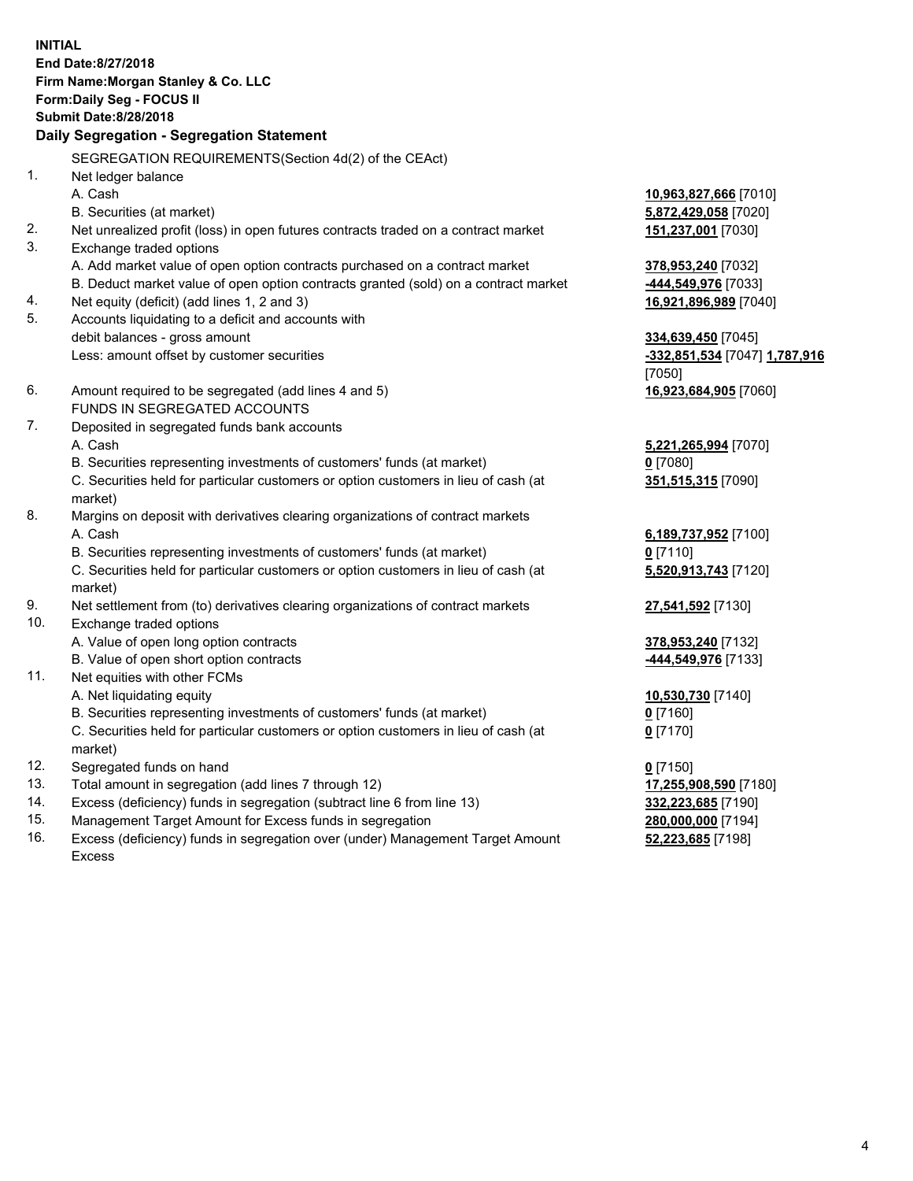**INITIAL**
**End Date:8/27/2018**
**Firm Name:Morgan Stanley & Co. LLC**
**Form:Daily Seg - FOCUS II**
**Submit Date:8/28/2018**

## Daily Segregation - Segregation Statement

SEGREGATION REQUIREMENTS(Section 4d(2) of the CEAct)

| | | |
|---|---|---|
| 1. | Net ledger balance | |
| | A. Cash | **10,963,827,666** [7010] |
| | B. Securities (at market) | **5,872,429,058** [7020] |
| 2. | Net unrealized profit (loss) in open futures contracts traded on a contract market | **151,237,001** [7030] |
| 3. | Exchange traded options | |
| | A. Add market value of open option contracts purchased on a contract market | **378,953,240** [7032] |
| | B. Deduct market value of open option contracts granted (sold) on a contract market | **-444,549,976** [7033] |
| 4. | Net equity (deficit) (add lines 1, 2 and 3) | **16,921,896,989** [7040] |
| 5. | Accounts liquidating to a deficit and accounts with debit balances - gross amount | **334,639,450** [7045] |
| | Less: amount offset by customer securities | **-332,851,534** [7047] **1,787,916** [7050] |
| 6. | Amount required to be segregated (add lines 4 and 5) | **16,923,684,905** [7060] |
| | FUNDS IN SEGREGATED ACCOUNTS | |
| 7. | Deposited in segregated funds bank accounts | |
| | A. Cash | **5,221,265,994** [7070] |
| | B. Securities representing investments of customers' funds (at market) | **0** [7080] |
| | C. Securities held for particular customers or option customers in lieu of cash (at market) | **351,515,315** [7090] |
| 8. | Margins on deposit with derivatives clearing organizations of contract markets | |
| | A. Cash | **6,189,737,952** [7100] |
| | B. Securities representing investments of customers' funds (at market) | **0** [7110] |
| | C. Securities held for particular customers or option customers in lieu of cash (at market) | **5,520,913,743** [7120] |
| 9. | Net settlement from (to) derivatives clearing organizations of contract markets | **27,541,592** [7130] |
| 10. | Exchange traded options | |
| | A. Value of open long option contracts | **378,953,240** [7132] |
| | B. Value of open short option contracts | **-444,549,976** [7133] |
| 11. | Net equities with other FCMs | |
| | A. Net liquidating equity | **10,530,730** [7140] |
| | B. Securities representing investments of customers' funds (at market) | **0** [7160] |
| | C. Securities held for particular customers or option customers in lieu of cash (at market) | **0** [7170] |
| 12. | Segregated funds on hand | **0** [7150] |
| 13. | Total amount in segregation (add lines 7 through 12) | **17,255,908,590** [7180] |
| 14. | Excess (deficiency) funds in segregation (subtract line 6 from line 13) | **332,223,685** [7190] |
| 15. | Management Target Amount for Excess funds in segregation | **280,000,000** [7194] |
| 16. | Excess (deficiency) funds in segregation over (under) Management Target Amount Excess | **52,223,685** [7198] |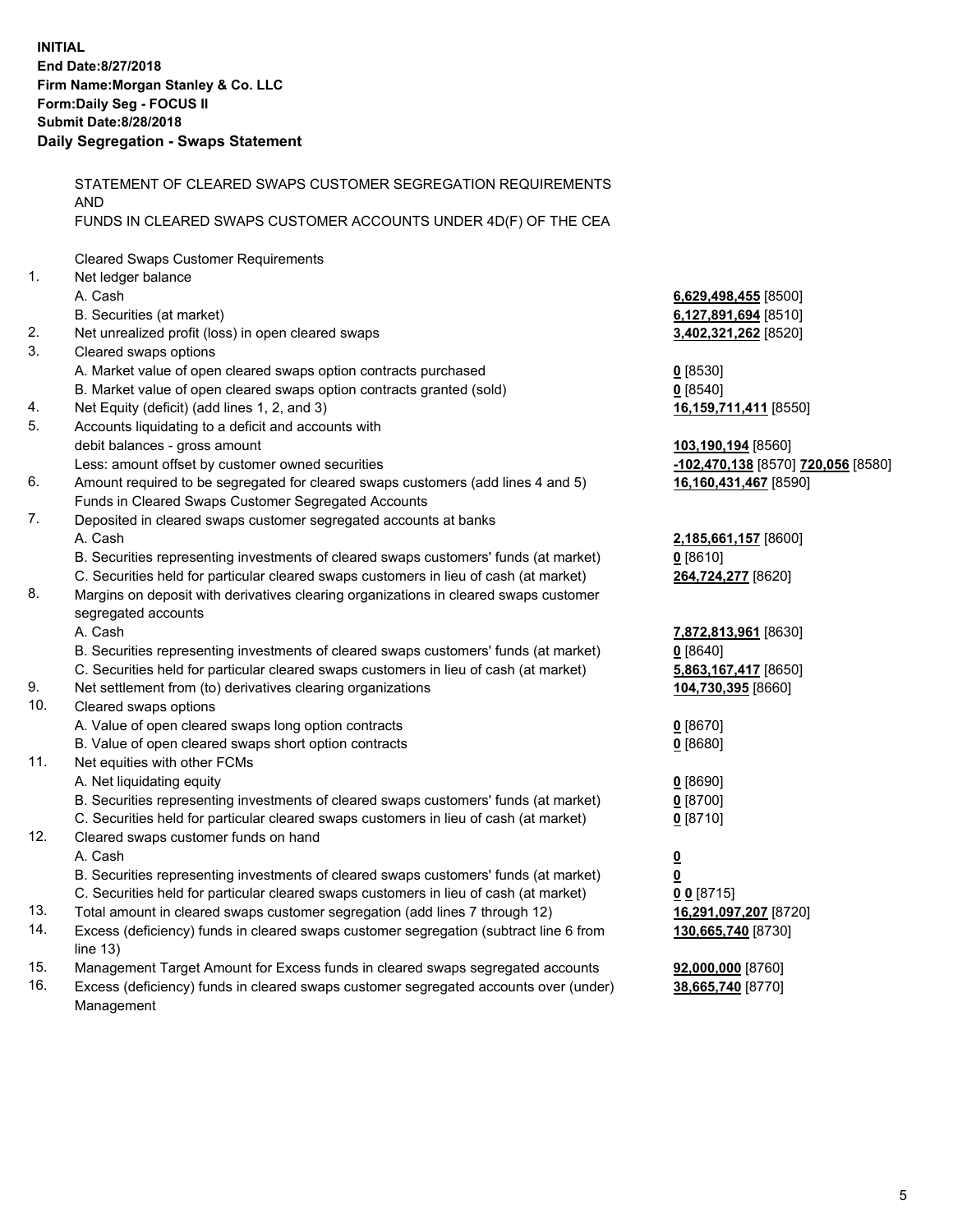**INITIAL**
**End Date:8/27/2018**
**Firm Name:Morgan Stanley & Co. LLC**
**Form:Daily Seg - FOCUS II**
**Submit Date:8/28/2018**
**Daily Segregation - Swaps Statement**

STATEMENT OF CLEARED SWAPS CUSTOMER SEGREGATION REQUIREMENTS AND FUNDS IN CLEARED SWAPS CUSTOMER ACCOUNTS UNDER 4D(F) OF THE CEA

| | | |
|---|---|---|
| | Cleared Swaps Customer Requirements | |
| 1. | Net ledger balance | |
| | A. Cash | **6,629,498,455** [8500] |
| | B. Securities (at market) | **6,127,891,694** [8510] |
| 2. | Net unrealized profit (loss) in open cleared swaps | **3,402,321,262** [8520] |
| 3. | Cleared swaps options | |
| | A. Market value of open cleared swaps option contracts purchased | **0** [8530] |
| | B. Market value of open cleared swaps option contracts granted (sold) | **0** [8540] |
| 4. | Net Equity (deficit) (add lines 1, 2, and 3) | **16,159,711,411** [8550] |
| 5. | Accounts liquidating to a deficit and accounts with debit balances - gross amount | **103,190,194** [8560] |
| | Less: amount offset by customer owned securities | **-102,470,138** [8570] **720,056** [8580] |
| 6. | Amount required to be segregated for cleared swaps customers (add lines 4 and 5) | **16,160,431,467** [8590] |
| | Funds in Cleared Swaps Customer Segregated Accounts | |
| 7. | Deposited in cleared swaps customer segregated accounts at banks | |
| | A. Cash | **2,185,661,157** [8600] |
| | B. Securities representing investments of cleared swaps customers' funds (at market) | **0** [8610] |
| | C. Securities held for particular cleared swaps customers in lieu of cash (at market) | **264,724,277** [8620] |
| 8. | Margins on deposit with derivatives clearing organizations in cleared swaps customer segregated accounts | |
| | A. Cash | **7,872,813,961** [8630] |
| | B. Securities representing investments of cleared swaps customers' funds (at market) | **0** [8640] |
| | C. Securities held for particular cleared swaps customers in lieu of cash (at market) | **5,863,167,417** [8650] |
| 9. | Net settlement from (to) derivatives clearing organizations | **104,730,395** [8660] |
| 10. | Cleared swaps options | |
| | A. Value of open cleared swaps long option contracts | **0** [8670] |
| | B. Value of open cleared swaps short option contracts | **0** [8680] |
| 11. | Net equities with other FCMs | |
| | A. Net liquidating equity | **0** [8690] |
| | B. Securities representing investments of cleared swaps customers' funds (at market) | **0** [8700] |
| | C. Securities held for particular cleared swaps customers in lieu of cash (at market) | **0** [8710] |
| 12. | Cleared swaps customer funds on hand | |
| | A. Cash | **0** |
| | B. Securities representing investments of cleared swaps customers' funds (at market) | **0** |
| | C. Securities held for particular cleared swaps customers in lieu of cash (at market) | **0** **0** [8715] |
| 13. | Total amount in cleared swaps customer segregation (add lines 7 through 12) | **16,291,097,207** [8720] |
| 14. | Excess (deficiency) funds in cleared swaps customer segregation (subtract line 6 from line 13) | **130,665,740** [8730] |
| 15. | Management Target Amount for Excess funds in cleared swaps segregated accounts | **92,000,000** [8760] |
| 16. | Excess (deficiency) funds in cleared swaps customer segregated accounts over (under) Management | **38,665,740** [8770] |